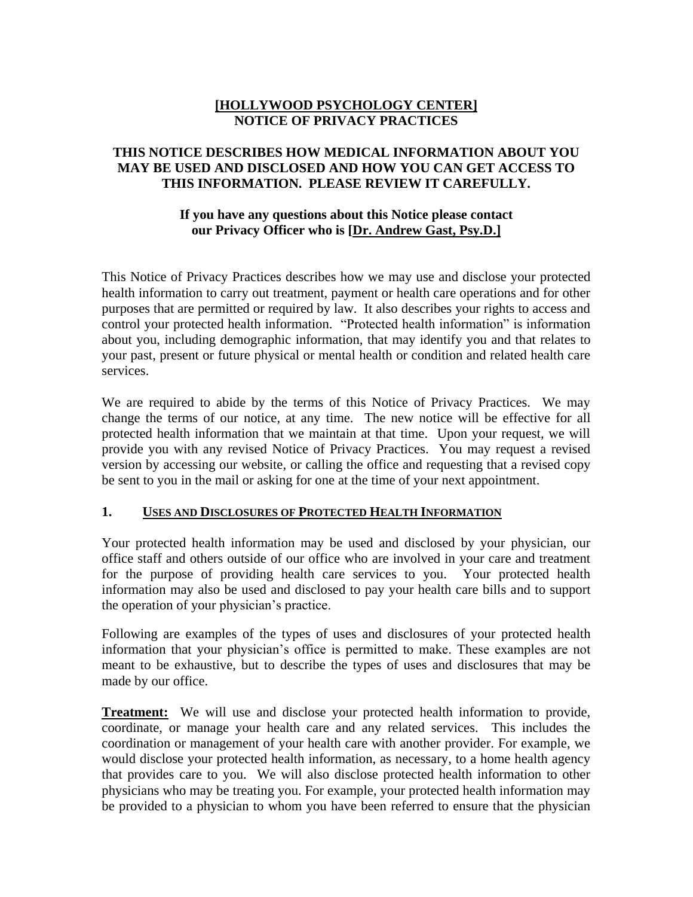# [HOLLYWOOD PSYCHOLOGY CENTER]
# NOTICE OF PRIVACY PRACTICES

**THIS NOTICE DESCRIBES HOW MEDICAL INFORMATION ABOUT YOU MAY BE USED AND DISCLOSED AND HOW YOU CAN GET ACCESS TO THIS INFORMATION. PLEASE REVIEW IT CAREFULLY.**

**If you have any questions about this Notice please contact our Privacy Officer who is [Dr. Andrew Gast, Psy.D.]**

This Notice of Privacy Practices describes how we may use and disclose your protected health information to carry out treatment, payment or health care operations and for other purposes that are permitted or required by law. It also describes your rights to access and control your protected health information. "Protected health information" is information about you, including demographic information, that may identify you and that relates to your past, present or future physical or mental health or condition and related health care services.

We are required to abide by the terms of this Notice of Privacy Practices. We may change the terms of our notice, at any time. The new notice will be effective for all protected health information that we maintain at that time. Upon your request, we will provide you with any revised Notice of Privacy Practices. You may request a revised version by accessing our website, or calling the office and requesting that a revised copy be sent to you in the mail or asking for one at the time of your next appointment.

## 1. USES AND DISCLOSURES OF PROTECTED HEALTH INFORMATION

Your protected health information may be used and disclosed by your physician, our office staff and others outside of our office who are involved in your care and treatment for the purpose of providing health care services to you. Your protected health information may also be used and disclosed to pay your health care bills and to support the operation of your physician's practice.

Following are examples of the types of uses and disclosures of your protected health information that your physician's office is permitted to make. These examples are not meant to be exhaustive, but to describe the types of uses and disclosures that may be made by our office.

**Treatment:** We will use and disclose your protected health information to provide, coordinate, or manage your health care and any related services. This includes the coordination or management of your health care with another provider. For example, we would disclose your protected health information, as necessary, to a home health agency that provides care to you. We will also disclose protected health information to other physicians who may be treating you. For example, your protected health information may be provided to a physician to whom you have been referred to ensure that the physician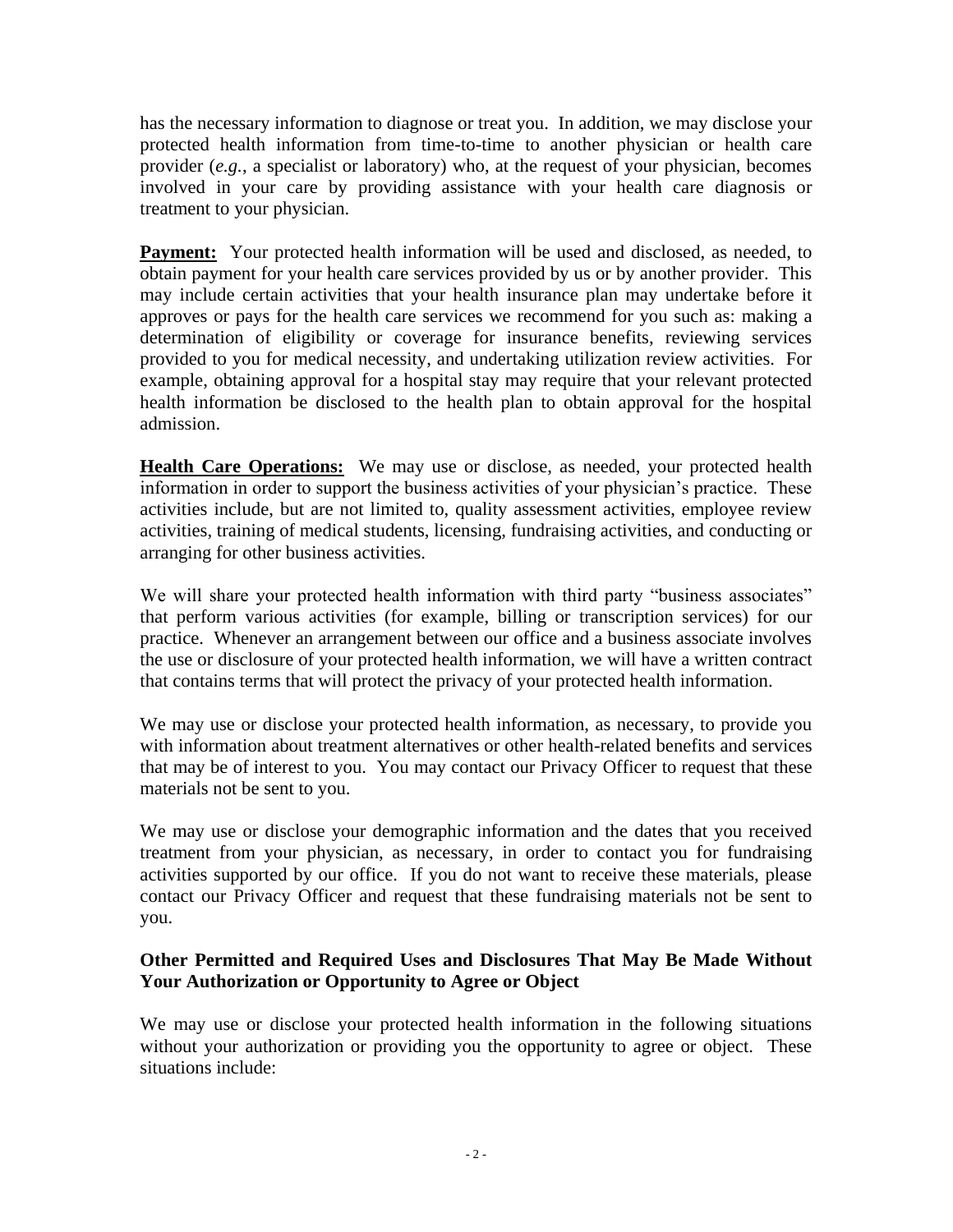has the necessary information to diagnose or treat you. In addition, we may disclose your protected health information from time-to-time to another physician or health care provider (*e.g.*, a specialist or laboratory) who, at the request of your physician, becomes involved in your care by providing assistance with your health care diagnosis or treatment to your physician.

**Payment:** Your protected health information will be used and disclosed, as needed, to obtain payment for your health care services provided by us or by another provider. This may include certain activities that your health insurance plan may undertake before it approves or pays for the health care services we recommend for you such as: making a determination of eligibility or coverage for insurance benefits, reviewing services provided to you for medical necessity, and undertaking utilization review activities. For example, obtaining approval for a hospital stay may require that your relevant protected health information be disclosed to the health plan to obtain approval for the hospital admission.

**Health Care Operations:** We may use or disclose, as needed, your protected health information in order to support the business activities of your physician's practice. These activities include, but are not limited to, quality assessment activities, employee review activities, training of medical students, licensing, fundraising activities, and conducting or arranging for other business activities.

We will share your protected health information with third party "business associates" that perform various activities (for example, billing or transcription services) for our practice. Whenever an arrangement between our office and a business associate involves the use or disclosure of your protected health information, we will have a written contract that contains terms that will protect the privacy of your protected health information.

We may use or disclose your protected health information, as necessary, to provide you with information about treatment alternatives or other health-related benefits and services that may be of interest to you. You may contact our Privacy Officer to request that these materials not be sent to you.

We may use or disclose your demographic information and the dates that you received treatment from your physician, as necessary, in order to contact you for fundraising activities supported by our office. If you do not want to receive these materials, please contact our Privacy Officer and request that these fundraising materials not be sent to you.

**Other Permitted and Required Uses and Disclosures That May Be Made Without Your Authorization or Opportunity to Agree or Object**

We may use or disclose your protected health information in the following situations without your authorization or providing you the opportunity to agree or object. These situations include: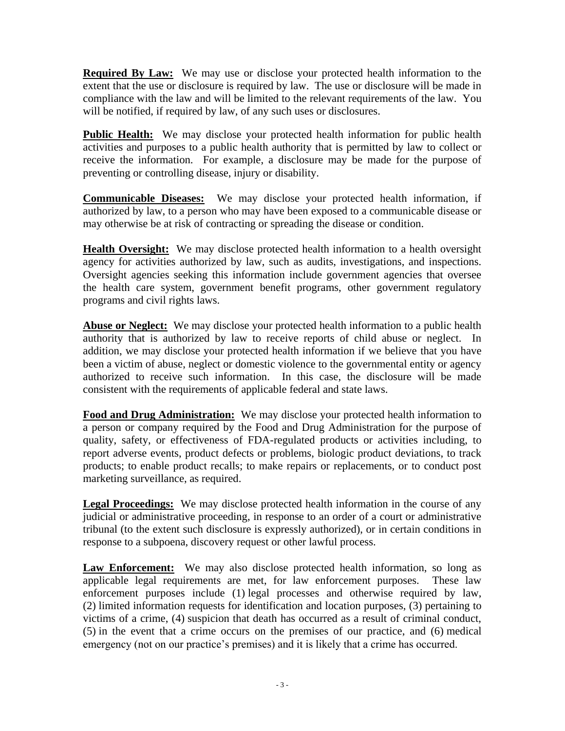**Required By Law:** We may use or disclose your protected health information to the extent that the use or disclosure is required by law. The use or disclosure will be made in compliance with the law and will be limited to the relevant requirements of the law. You will be notified, if required by law, of any such uses or disclosures.

**Public Health:** We may disclose your protected health information for public health activities and purposes to a public health authority that is permitted by law to collect or receive the information. For example, a disclosure may be made for the purpose of preventing or controlling disease, injury or disability.

**Communicable Diseases:** We may disclose your protected health information, if authorized by law, to a person who may have been exposed to a communicable disease or may otherwise be at risk of contracting or spreading the disease or condition.

**Health Oversight:** We may disclose protected health information to a health oversight agency for activities authorized by law, such as audits, investigations, and inspections. Oversight agencies seeking this information include government agencies that oversee the health care system, government benefit programs, other government regulatory programs and civil rights laws.

**Abuse or Neglect:** We may disclose your protected health information to a public health authority that is authorized by law to receive reports of child abuse or neglect. In addition, we may disclose your protected health information if we believe that you have been a victim of abuse, neglect or domestic violence to the governmental entity or agency authorized to receive such information. In this case, the disclosure will be made consistent with the requirements of applicable federal and state laws.

**Food and Drug Administration:** We may disclose your protected health information to a person or company required by the Food and Drug Administration for the purpose of quality, safety, or effectiveness of FDA-regulated products or activities including, to report adverse events, product defects or problems, biologic product deviations, to track products; to enable product recalls; to make repairs or replacements, or to conduct post marketing surveillance, as required.

**Legal Proceedings:** We may disclose protected health information in the course of any judicial or administrative proceeding, in response to an order of a court or administrative tribunal (to the extent such disclosure is expressly authorized), or in certain conditions in response to a subpoena, discovery request or other lawful process.

**Law Enforcement:** We may also disclose protected health information, so long as applicable legal requirements are met, for law enforcement purposes. These law enforcement purposes include (1) legal processes and otherwise required by law, (2) limited information requests for identification and location purposes, (3) pertaining to victims of a crime, (4) suspicion that death has occurred as a result of criminal conduct, (5) in the event that a crime occurs on the premises of our practice, and (6) medical emergency (not on our practice's premises) and it is likely that a crime has occurred.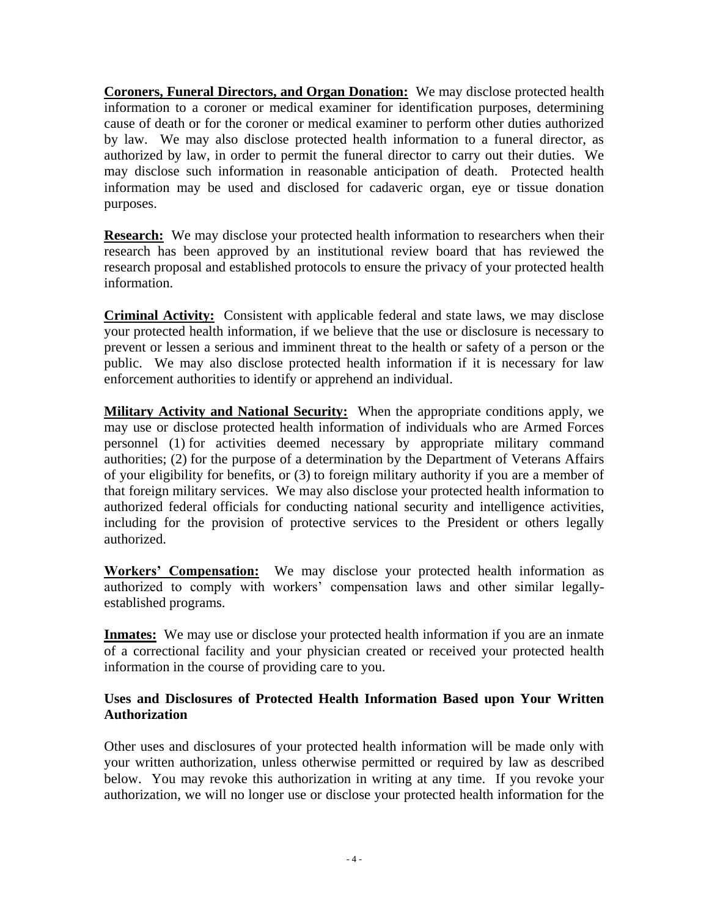**Coroners, Funeral Directors, and Organ Donation:** We may disclose protected health information to a coroner or medical examiner for identification purposes, determining cause of death or for the coroner or medical examiner to perform other duties authorized by law. We may also disclose protected health information to a funeral director, as authorized by law, in order to permit the funeral director to carry out their duties. We may disclose such information in reasonable anticipation of death. Protected health information may be used and disclosed for cadaveric organ, eye or tissue donation purposes.

**Research:** We may disclose your protected health information to researchers when their research has been approved by an institutional review board that has reviewed the research proposal and established protocols to ensure the privacy of your protected health information.

**Criminal Activity:** Consistent with applicable federal and state laws, we may disclose your protected health information, if we believe that the use or disclosure is necessary to prevent or lessen a serious and imminent threat to the health or safety of a person or the public. We may also disclose protected health information if it is necessary for law enforcement authorities to identify or apprehend an individual.

**Military Activity and National Security:** When the appropriate conditions apply, we may use or disclose protected health information of individuals who are Armed Forces personnel (1) for activities deemed necessary by appropriate military command authorities; (2) for the purpose of a determination by the Department of Veterans Affairs of your eligibility for benefits, or (3) to foreign military authority if you are a member of that foreign military services. We may also disclose your protected health information to authorized federal officials for conducting national security and intelligence activities, including for the provision of protective services to the President or others legally authorized.

**Workers' Compensation:** We may disclose your protected health information as authorized to comply with workers' compensation laws and other similar legally-established programs.

**Inmates:** We may use or disclose your protected health information if you are an inmate of a correctional facility and your physician created or received your protected health information in the course of providing care to you.

### Uses and Disclosures of Protected Health Information Based upon Your Written Authorization

Other uses and disclosures of your protected health information will be made only with your written authorization, unless otherwise permitted or required by law as described below. You may revoke this authorization in writing at any time. If you revoke your authorization, we will no longer use or disclose your protected health information for the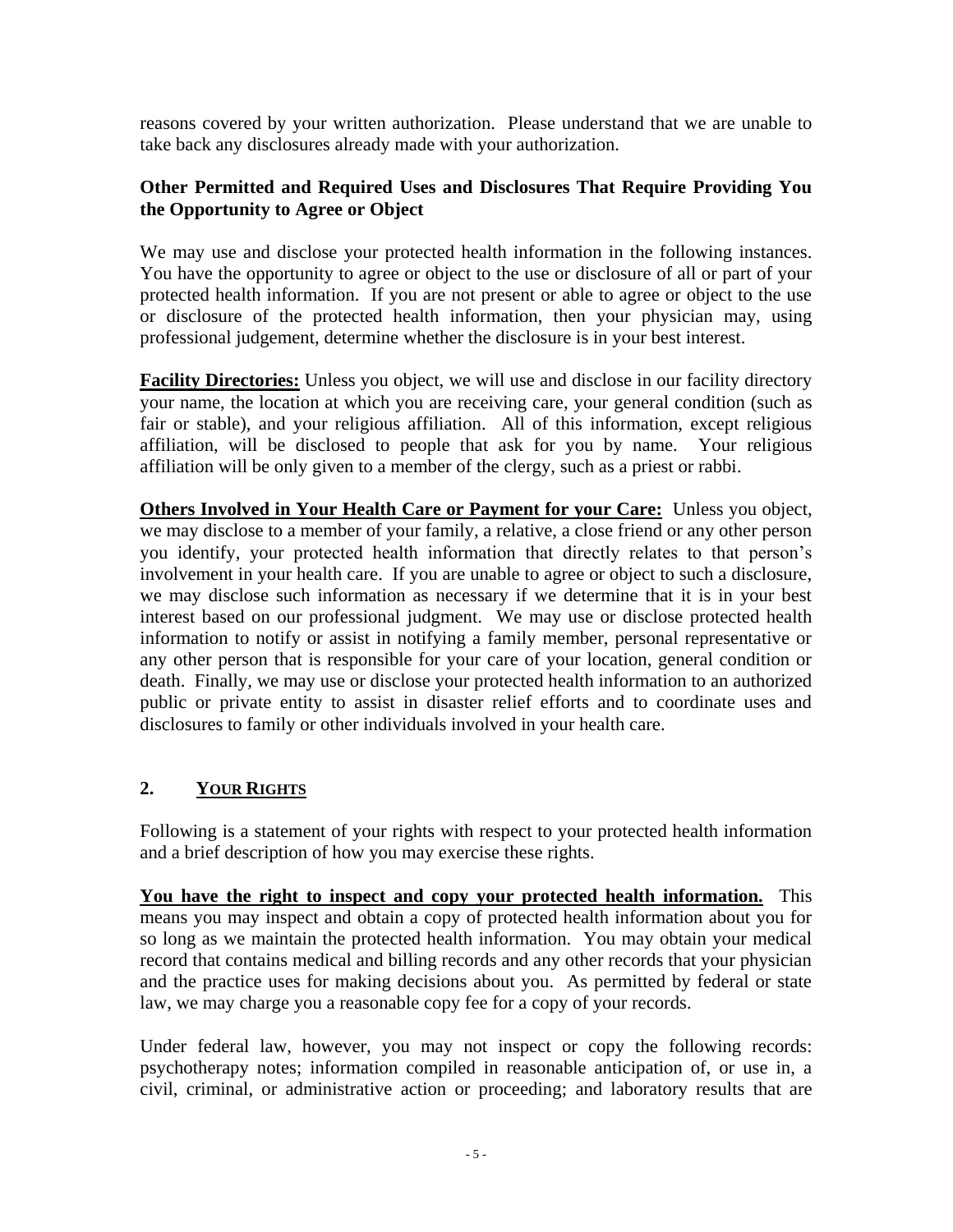reasons covered by your written authorization. Please understand that we are unable to take back any disclosures already made with your authorization.

**Other Permitted and Required Uses and Disclosures That Require Providing You the Opportunity to Agree or Object**

We may use and disclose your protected health information in the following instances. You have the opportunity to agree or object to the use or disclosure of all or part of your protected health information. If you are not present or able to agree or object to the use or disclosure of the protected health information, then your physician may, using professional judgement, determine whether the disclosure is in your best interest.

**Facility Directories:** Unless you object, we will use and disclose in our facility directory your name, the location at which you are receiving care, your general condition (such as fair or stable), and your religious affiliation. All of this information, except religious affiliation, will be disclosed to people that ask for you by name. Your religious affiliation will be only given to a member of the clergy, such as a priest or rabbi.

**Others Involved in Your Health Care or Payment for your Care:** Unless you object, we may disclose to a member of your family, a relative, a close friend or any other person you identify, your protected health information that directly relates to that person's involvement in your health care. If you are unable to agree or object to such a disclosure, we may disclose such information as necessary if we determine that it is in your best interest based on our professional judgment. We may use or disclose protected health information to notify or assist in notifying a family member, personal representative or any other person that is responsible for your care of your location, general condition or death. Finally, we may use or disclose your protected health information to an authorized public or private entity to assist in disaster relief efforts and to coordinate uses and disclosures to family or other individuals involved in your health care.

## 2. YOUR RIGHTS

Following is a statement of your rights with respect to your protected health information and a brief description of how you may exercise these rights.

**You have the right to inspect and copy your protected health information.** This means you may inspect and obtain a copy of protected health information about you for so long as we maintain the protected health information. You may obtain your medical record that contains medical and billing records and any other records that your physician and the practice uses for making decisions about you. As permitted by federal or state law, we may charge you a reasonable copy fee for a copy of your records.

Under federal law, however, you may not inspect or copy the following records: psychotherapy notes; information compiled in reasonable anticipation of, or use in, a civil, criminal, or administrative action or proceeding; and laboratory results that are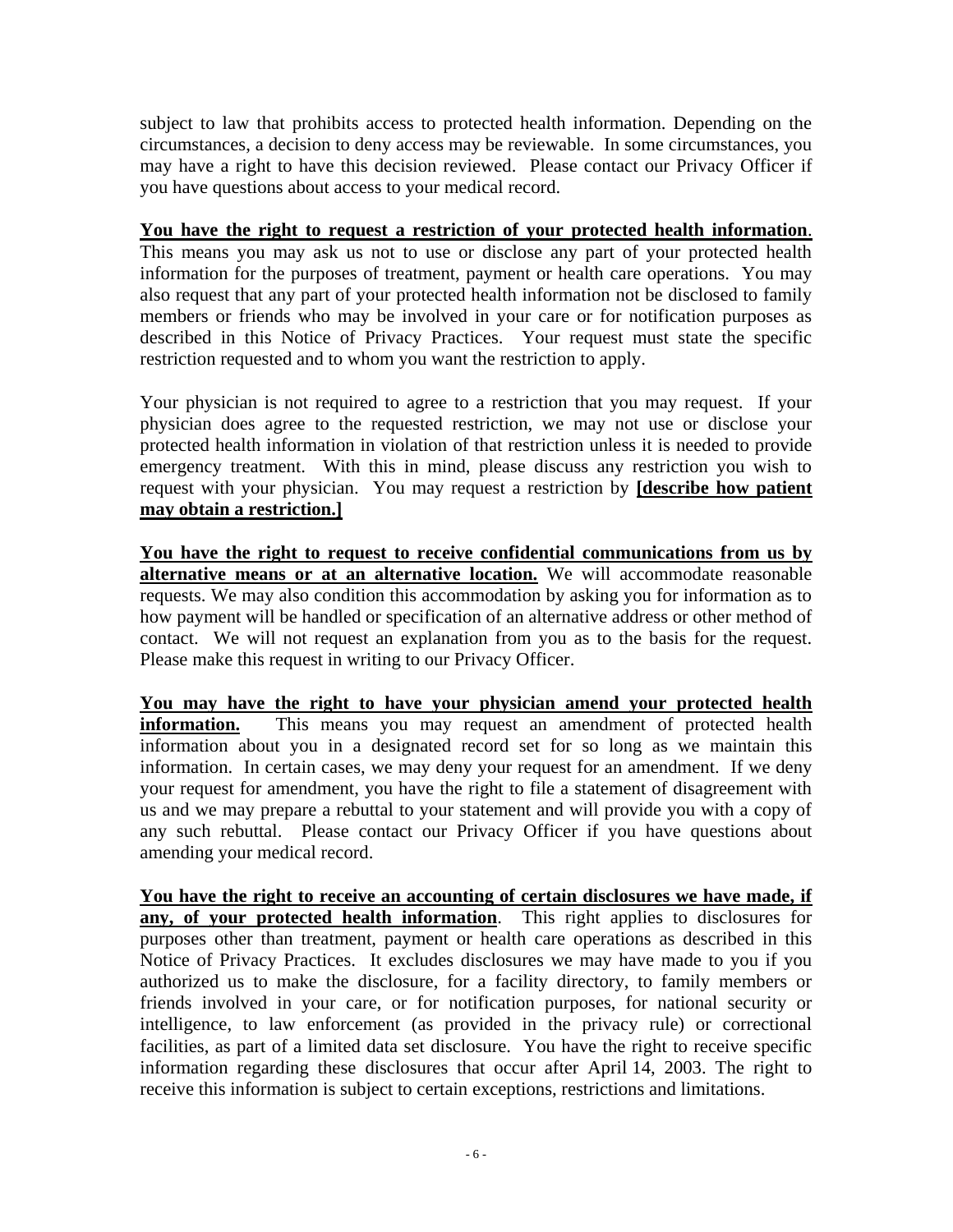subject to law that prohibits access to protected health information. Depending on the circumstances, a decision to deny access may be reviewable. In some circumstances, you may have a right to have this decision reviewed. Please contact our Privacy Officer if you have questions about access to your medical record.

**You have the right to request a restriction of your protected health information**. This means you may ask us not to use or disclose any part of your protected health information for the purposes of treatment, payment or health care operations. You may also request that any part of your protected health information not be disclosed to family members or friends who may be involved in your care or for notification purposes as described in this Notice of Privacy Practices. Your request must state the specific restriction requested and to whom you want the restriction to apply.

Your physician is not required to agree to a restriction that you may request. If your physician does agree to the requested restriction, we may not use or disclose your protected health information in violation of that restriction unless it is needed to provide emergency treatment. With this in mind, please discuss any restriction you wish to request with your physician. You may request a restriction by **[describe how patient may obtain a restriction.]**

**You have the right to request to receive confidential communications from us by alternative means or at an alternative location.** We will accommodate reasonable requests. We may also condition this accommodation by asking you for information as to how payment will be handled or specification of an alternative address or other method of contact. We will not request an explanation from you as to the basis for the request. Please make this request in writing to our Privacy Officer.

**You may have the right to have your physician amend your protected health information.** This means you may request an amendment of protected health information about you in a designated record set for so long as we maintain this information. In certain cases, we may deny your request for an amendment. If we deny your request for amendment, you have the right to file a statement of disagreement with us and we may prepare a rebuttal to your statement and will provide you with a copy of any such rebuttal. Please contact our Privacy Officer if you have questions about amending your medical record.

**You have the right to receive an accounting of certain disclosures we have made, if any, of your protected health information**. This right applies to disclosures for purposes other than treatment, payment or health care operations as described in this Notice of Privacy Practices. It excludes disclosures we may have made to you if you authorized us to make the disclosure, for a facility directory, to family members or friends involved in your care, or for notification purposes, for national security or intelligence, to law enforcement (as provided in the privacy rule) or correctional facilities, as part of a limited data set disclosure. You have the right to receive specific information regarding these disclosures that occur after April 14, 2003. The right to receive this information is subject to certain exceptions, restrictions and limitations.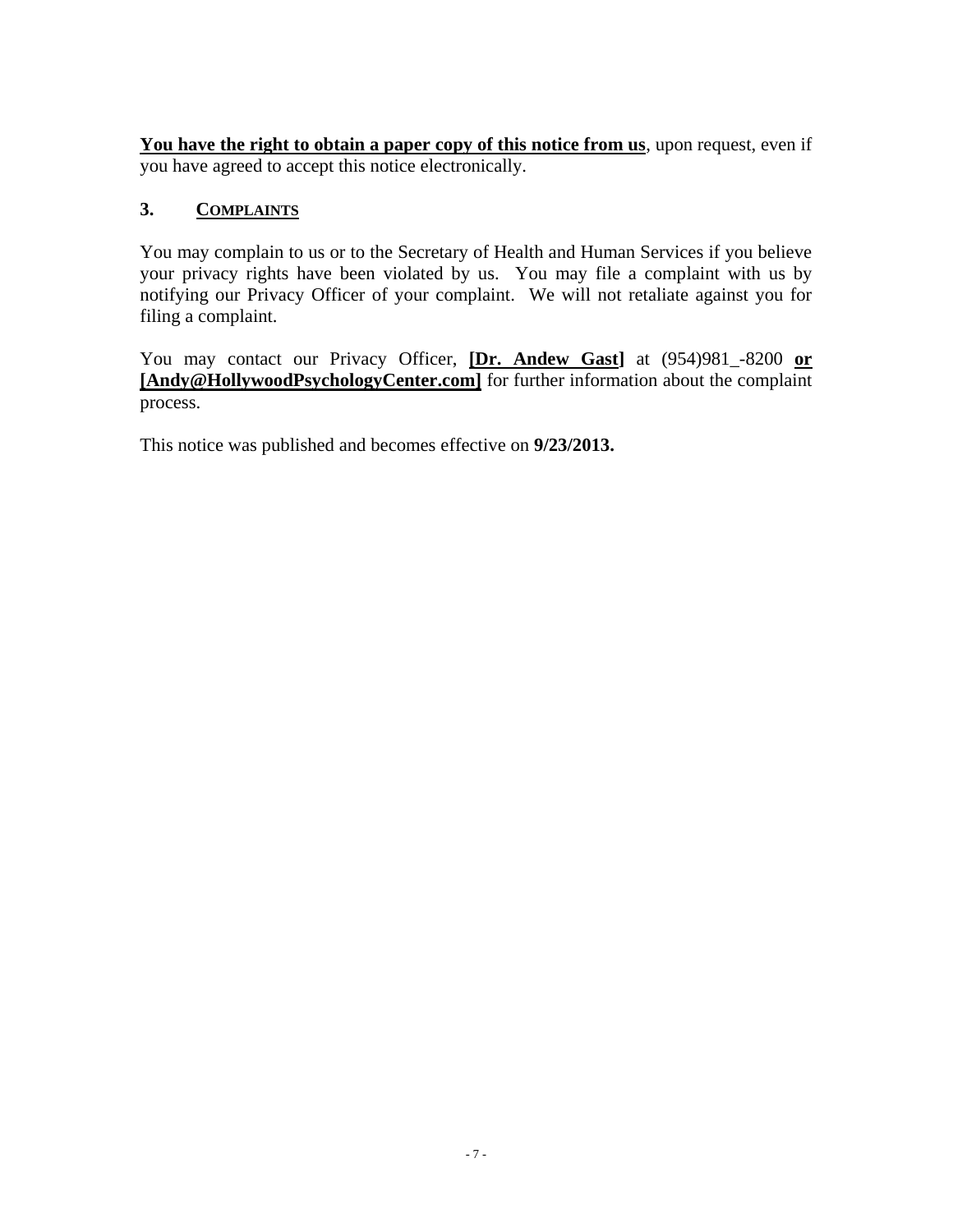**You have the right to obtain a paper copy of this notice from us**, upon request, even if you have agreed to accept this notice electronically.

## 3. COMPLAINTS

You may complain to us or to the Secretary of Health and Human Services if you believe your privacy rights have been violated by us. You may file a complaint with us by notifying our Privacy Officer of your complaint. We will not retaliate against you for filing a complaint.

You may contact our Privacy Officer, **[Dr. Andew Gast]** at (954)981_-8200 **or [Andy@HollywoodPsychologyCenter.com]** for further information about the complaint process.

This notice was published and becomes effective on **9/23/2013.**